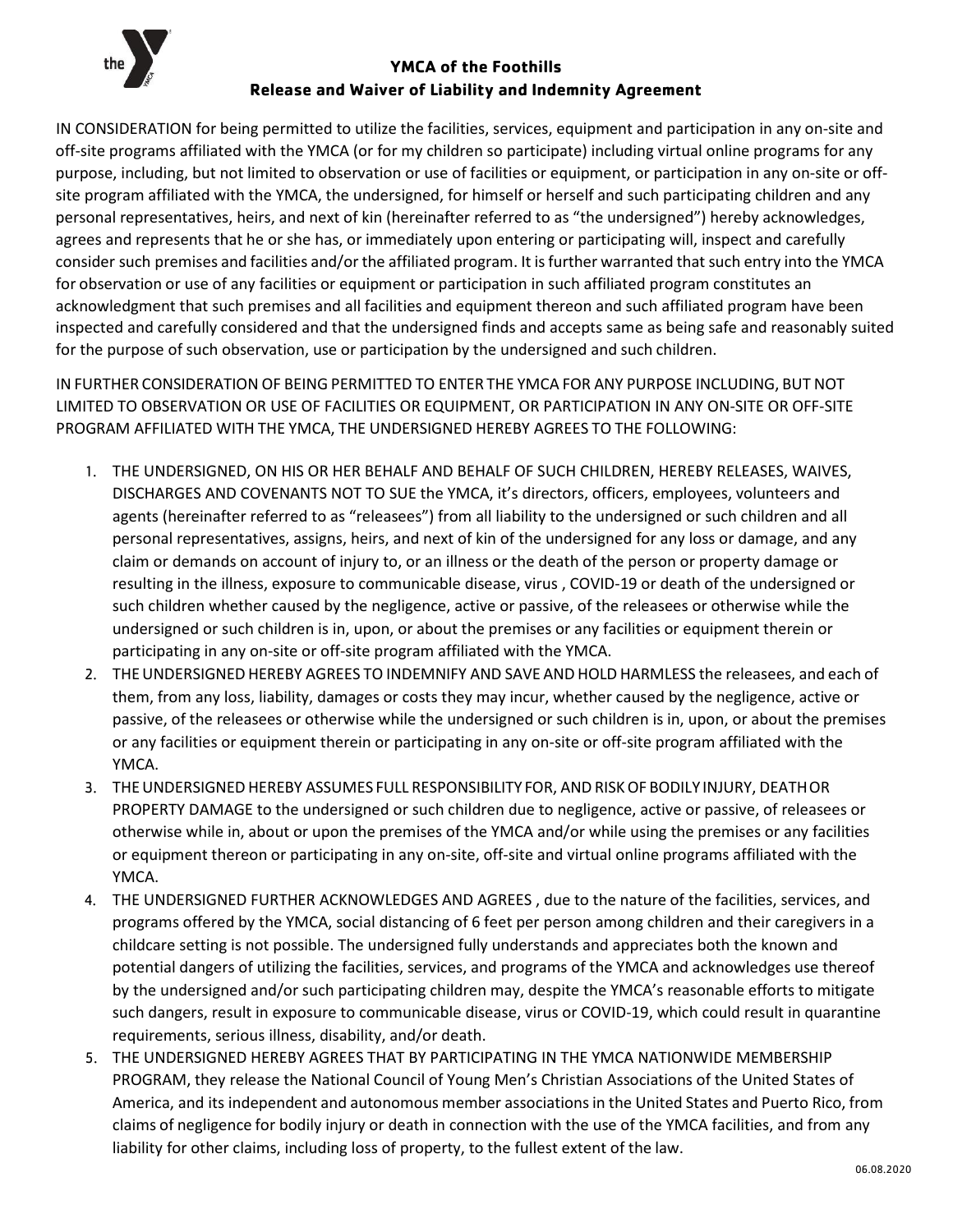# YMCA of the Foothills

## Release and Waiver of Liability and Indemnity Agreement

IN CONSIDERATION for being permitted to utilize the facilities, services, equipment and participation in any on-site and off-site programs affiliated with the YMCA (or for my children so participate) including virtual online programs for any purpose, including, but not limited to observation or use of facilities or equipment, or participation in any on-site or off-site program affiliated with the YMCA, the undersigned, for himself or herself and such participating children and any personal representatives, heirs, and next of kin (hereinafter referred to as "the undersigned") hereby acknowledges, agrees and represents that he or she has, or immediately upon entering or participating will, inspect and carefully consider such premises and facilities and/or the affiliated program. It is further warranted that such entry into the YMCA for observation or use of any facilities or equipment or participation in such affiliated program constitutes an acknowledgment that such premises and all facilities and equipment thereon and such affiliated program have been inspected and carefully considered and that the undersigned finds and accepts same as being safe and reasonably suited for the purpose of such observation, use or participation by the undersigned and such children.

IN FURTHER CONSIDERATION OF BEING PERMITTED TO ENTER THE YMCA FOR ANY PURPOSE INCLUDING, BUT NOT LIMITED TO OBSERVATION OR USE OF FACILITIES OR EQUIPMENT, OR PARTICIPATION IN ANY ON-SITE OR OFF-SITE PROGRAM AFFILIATED WITH THE YMCA, THE UNDERSIGNED HEREBY AGREES TO THE FOLLOWING:

1. THE UNDERSIGNED, ON HIS OR HER BEHALF AND BEHALF OF SUCH CHILDREN, HEREBY RELEASES, WAIVES, DISCHARGES AND COVENANTS NOT TO SUE the YMCA, it's directors, officers, employees, volunteers and agents (hereinafter referred to as "releasees") from all liability to the undersigned or such children and all personal representatives, assigns, heirs, and next of kin of the undersigned for any loss or damage, and any claim or demands on account of injury to, or an illness or the death of the person or property damage or resulting in the illness, exposure to communicable disease, virus , COVID-19 or death of the undersigned or such children whether caused by the negligence, active or passive, of the releasees or otherwise while the undersigned or such children is in, upon, or about the premises or any facilities or equipment therein or participating in any on-site or off-site program affiliated with the YMCA.
2. THE UNDERSIGNED HEREBY AGREES TO INDEMNIFY AND SAVE AND HOLD HARMLESS the releasees, and each of them, from any loss, liability, damages or costs they may incur, whether caused by the negligence, active or passive, of the releasees or otherwise while the undersigned or such children is in, upon, or about the premises or any facilities or equipment therein or participating in any on-site or off-site program affiliated with the YMCA.
3. THE UNDERSIGNED HEREBY ASSUMES FULL RESPONSIBILITY FOR, AND RISK OF BODILY INJURY, DEATH OR PROPERTY DAMAGE to the undersigned or such children due to negligence, active or passive, of releasees or otherwise while in, about or upon the premises of the YMCA and/or while using the premises or any facilities or equipment thereon or participating in any on-site, off-site and virtual online programs affiliated with the YMCA.
4. THE UNDERSIGNED FURTHER ACKNOWLEDGES AND AGREES , due to the nature of the facilities, services, and programs offered by the YMCA, social distancing of 6 feet per person among children and their caregivers in a childcare setting is not possible. The undersigned fully understands and appreciates both the known and potential dangers of utilizing the facilities, services, and programs of the YMCA and acknowledges use thereof by the undersigned and/or such participating children may, despite the YMCA's reasonable efforts to mitigate such dangers, result in exposure to communicable disease, virus or COVID-19, which could result in quarantine requirements, serious illness, disability, and/or death.
5. THE UNDERSIGNED HEREBY AGREES THAT BY PARTICIPATING IN THE YMCA NATIONWIDE MEMBERSHIP PROGRAM, they release the National Council of Young Men's Christian Associations of the United States of America, and its independent and autonomous member associations in the United States and Puerto Rico, from claims of negligence for bodily injury or death in connection with the use of the YMCA facilities, and from any liability for other claims, including loss of property, to the fullest extent of the law.

06.08.2020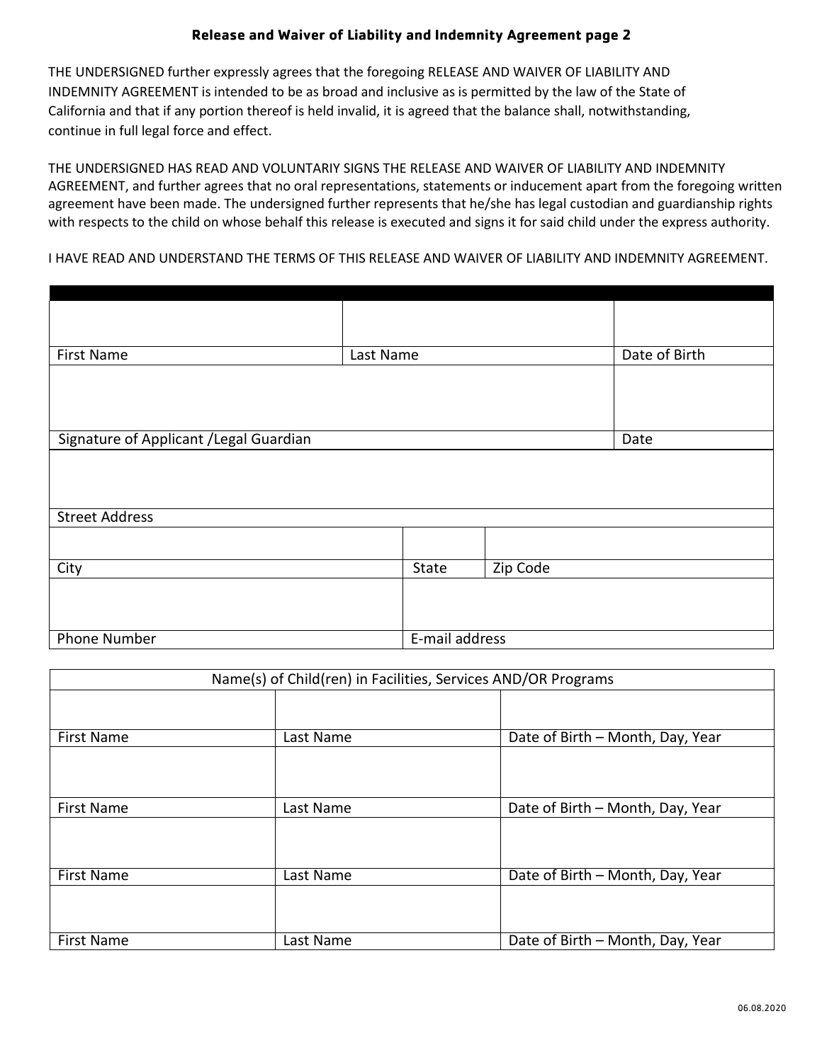**Release and Waiver of Liability and Indemnity Agreement page 2**

THE UNDERSIGNED further expressly agrees that the foregoing RELEASE AND WAIVER OF LIABILITY AND INDEMNITY AGREEMENT is intended to be as broad and inclusive as is permitted by the law of the State of California and that if any portion thereof is held invalid, it is agreed that the balance shall, notwithstanding, continue in full legal force and effect.

THE UNDERSIGNED HAS READ AND VOLUNTARIY SIGNS THE RELEASE AND WAIVER OF LIABILITY AND INDEMNITY AGREEMENT, and further agrees that no oral representations, statements or inducement apart from the foregoing written agreement have been made. The undersigned further represents that he/she has legal custodian and guardianship rights with respects to the child on whose behalf this release is executed and signs it for said child under the express authority.

I HAVE READ AND UNDERSTAND THE TERMS OF THIS RELEASE AND WAIVER OF LIABILITY AND INDEMNITY AGREEMENT.

| | | |
|---|---|---|
| First Name | Last Name | Date of Birth |
| Signature of Applicant /Legal Guardian | | Date |
| Street Address | | |
| City | State | Zip Code |
| Phone Number | E-mail address | |

| Name(s) of Child(ren) in Facilities, Services AND/OR Programs | | |
|---|---|---|
| | | |
| First Name | Last Name | Date of Birth – Month, Day, Year |
| | | |
| First Name | Last Name | Date of Birth – Month, Day, Year |
| | | |
| First Name | Last Name | Date of Birth – Month, Day, Year |
| | | |
| First Name | Last Name | Date of Birth – Month, Day, Year |

06.08.2020